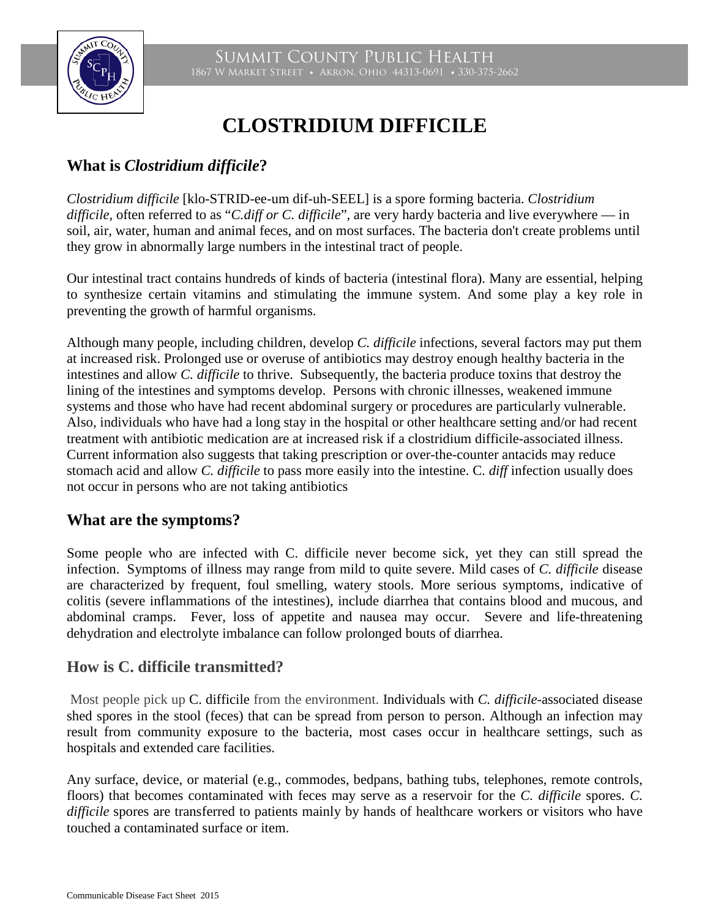# CLOSTRIDIUM DIFFICILE

## What is *Clostridium difficile*?

*Clostridium difficile* [klo-STRID-ee-um dif-uh-SEEL] is a spore forming bacteria. *Clostridium difficile,* often referred to as "*C.diff or C. difficile*", are very hardy bacteria and live everywhere — in soil, air, water, human and animal feces, and on most surfaces. The bacteria don't create problems until they grow in abnormally large numbers in the intestinal tract of people.

Our intestinal tract contains hundreds of kinds of bacteria (intestinal flora). Many are essential, helping to synthesize certain vitamins and stimulating the immune system. And some play a key role in preventing the growth of harmful organisms.

Although many people, including children, develop *C. difficile* infections, several factors may put them at increased risk. Prolonged use or overuse of antibiotics may destroy enough healthy bacteria in the intestines and allow *C. difficile* to thrive. Subsequently, the bacteria produce toxins that destroy the lining of the intestines and symptoms develop. Persons with chronic illnesses, weakened immune systems and those who have had recent abdominal surgery or procedures are particularly vulnerable. Also, individuals who have had a long stay in the hospital or other healthcare setting and/or had recent treatment with antibiotic medication are at increased risk if a clostridium difficile-associated illness. Current information also suggests that taking prescription or over-the-counter antacids may reduce stomach acid and allow *C. difficile* to pass more easily into the intestine. C. *diff* infection usually does not occur in persons who are not taking antibiotics

## What are the symptoms?

Some people who are infected with C. difficile never become sick, yet they can still spread the infection. Symptoms of illness may range from mild to quite severe. Mild cases of *C. difficile* disease are characterized by frequent, foul smelling, watery stools. More serious symptoms, indicative of colitis (severe inflammations of the intestines), include diarrhea that contains blood and mucous, and abdominal cramps. Fever, loss of appetite and nausea may occur. Severe and life-threatening dehydration and electrolyte imbalance can follow prolonged bouts of diarrhea.

## How is C. difficile transmitted?

Most people pick up C. difficile from the environment. Individuals with *C. difficile*-associated disease shed spores in the stool (feces) that can be spread from person to person. Although an infection may result from community exposure to the bacteria, most cases occur in healthcare settings, such as hospitals and extended care facilities.

Any surface, device, or material (e.g., commodes, bedpans, bathing tubs, telephones, remote controls, floors) that becomes contaminated with feces may serve as a reservoir for the *C. difficile* spores. *C. difficile* spores are transferred to patients mainly by hands of healthcare workers or visitors who have touched a contaminated surface or item.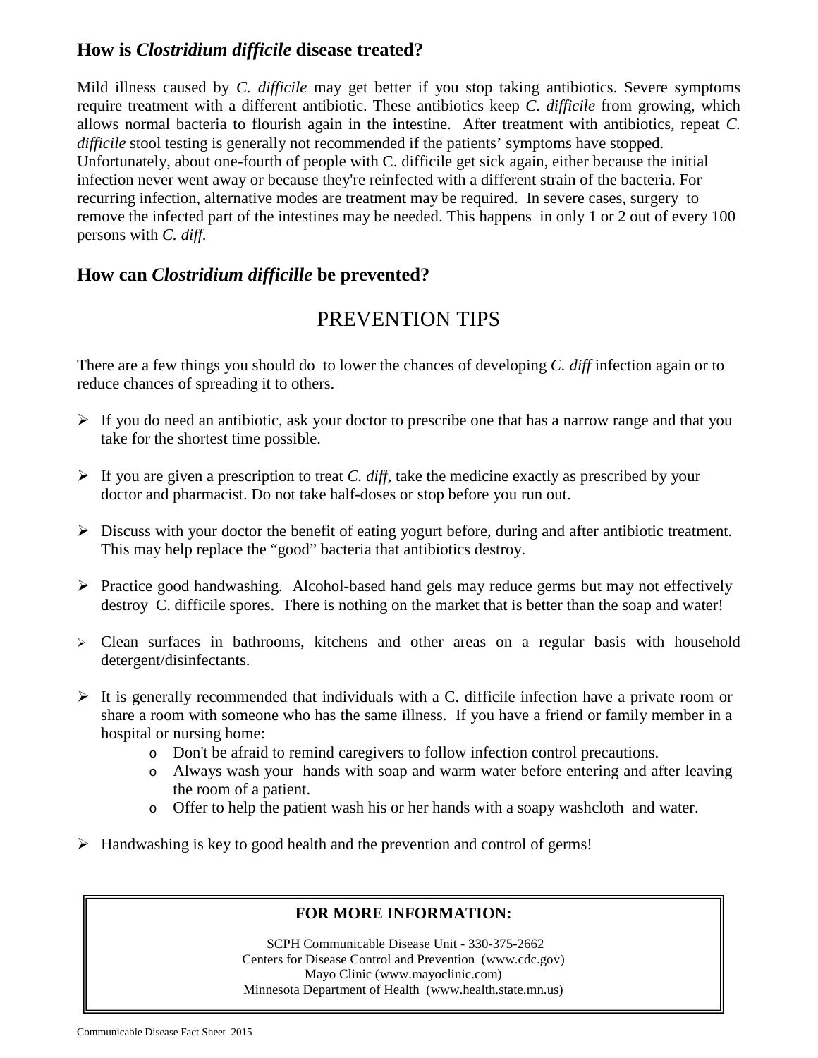## How is *Clostridium difficile* disease treated?

Mild illness caused by *C. difficile* may get better if you stop taking antibiotics. Severe symptoms require treatment with a different antibiotic. These antibiotics keep *C. difficile* from growing, which allows normal bacteria to flourish again in the intestine. After treatment with antibiotics, repeat *C. difficile* stool testing is generally not recommended if the patients' symptoms have stopped. Unfortunately, about one-fourth of people with C. difficile get sick again, either because the initial infection never went away or because they're reinfected with a different strain of the bacteria. For recurring infection, alternative modes are treatment may be required. In severe cases, surgery to remove the infected part of the intestines may be needed. This happens in only 1 or 2 out of every 100 persons with *C. diff*.

## How can *Clostridium difficille* be prevented?

# PREVENTION TIPS

There are a few things you should do to lower the chances of developing *C. diff* infection again or to reduce chances of spreading it to others.

- If you do need an antibiotic, ask your doctor to prescribe one that has a narrow range and that you take for the shortest time possible.
- If you are given a prescription to treat *C. diff*, take the medicine exactly as prescribed by your doctor and pharmacist. Do not take half-doses or stop before you run out.
- Discuss with your doctor the benefit of eating yogurt before, during and after antibiotic treatment. This may help replace the "good" bacteria that antibiotics destroy.
- Practice good handwashing. Alcohol-based hand gels may reduce germs but may not effectively destroy C. difficile spores. There is nothing on the market that is better than the soap and water!
- Clean surfaces in bathrooms, kitchens and other areas on a regular basis with household detergent/disinfectants.
- It is generally recommended that individuals with a C. difficile infection have a private room or share a room with someone who has the same illness. If you have a friend or family member in a hospital or nursing home:
  - Don't be afraid to remind caregivers to follow infection control precautions.
  - Always wash your hands with soap and warm water before entering and after leaving the room of a patient.
  - Offer to help the patient wash his or her hands with a soapy washcloth and water.
- Handwashing is key to good health and the prevention and control of germs!

**FOR MORE INFORMATION:**

SCPH Communicable Disease Unit - 330-375-2662
Centers for Disease Control and Prevention (www.cdc.gov)
Mayo Clinic (www.mayoclinic.com)
Minnesota Department of Health (www.health.state.mn.us)